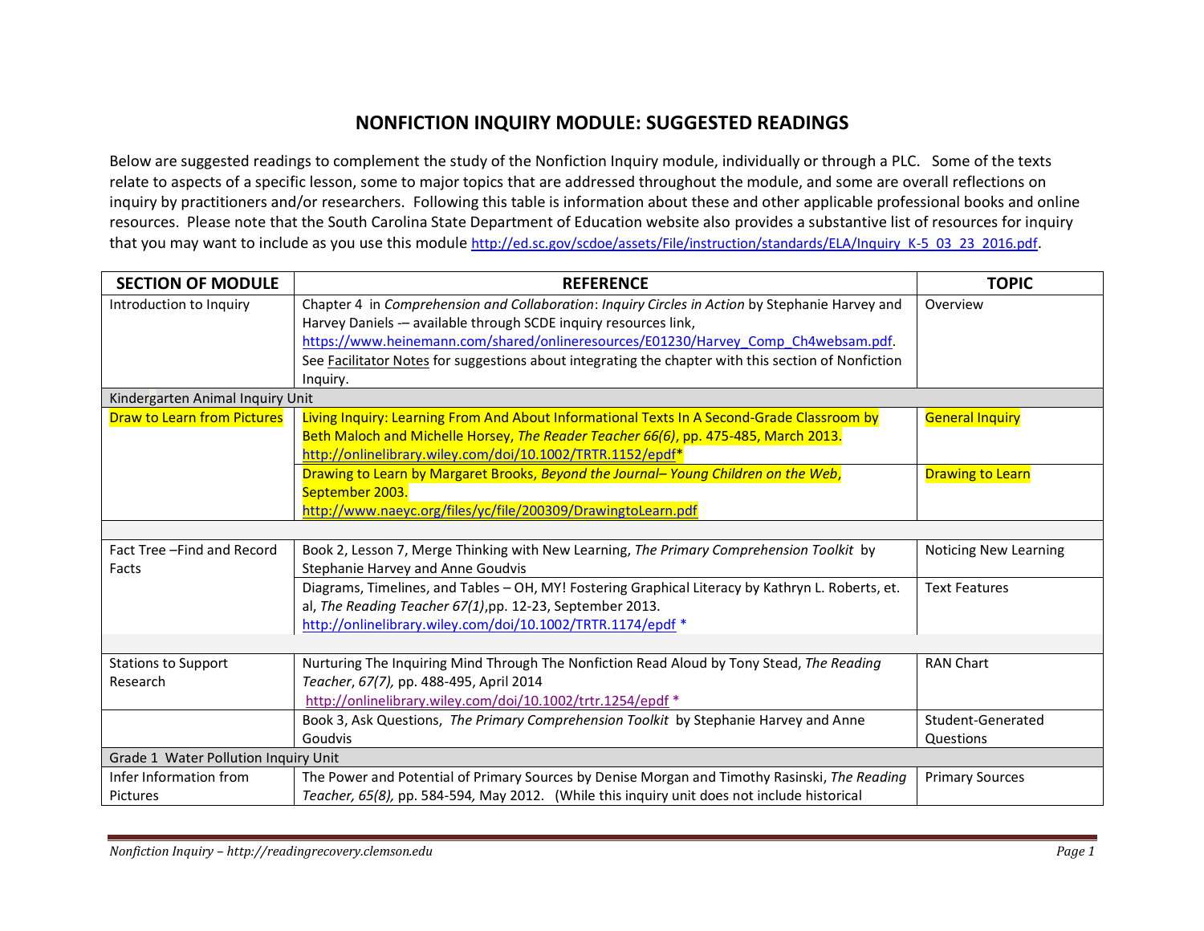# NONFICTION INQUIRY MODULE: SUGGESTED READINGS

Below are suggested readings to complement the study of the Nonfiction Inquiry module, individually or through a PLC. Some of the texts relate to aspects of a specific lesson, some to major topics that are addressed throughout the module, and some are overall reflections on inquiry by practitioners and/or researchers. Following this table is information about these and other applicable professional books and online resources. Please note that the South Carolina State Department of Education website also provides a substantive list of resources for inquiry that you may want to include as you use this module http://ed.sc.gov/scdoe/assets/File/instruction/standards/ELA/Inquiry_K-5_03_23_2016.pdf.

| SECTION OF MODULE | REFERENCE | TOPIC |
|---|---|---|
| Introduction to Inquiry | Chapter 4 in *Comprehension and Collaboration*: *Inquiry Circles in Action* by Stephanie Harvey and Harvey Daniels -– available through SCDE inquiry resources link, https://www.heinemann.com/shared/onlineresources/E01230/Harvey_Comp_Ch4websam.pdf. See Facilitator Notes for suggestions about integrating the chapter with this section of Nonfiction Inquiry. | Overview |
| Kindergarten Animal Inquiry Unit | | |
| Draw to Learn from Pictures | Living Inquiry: Learning From And About Informational Texts In A Second-Grade Classroom by Beth Maloch and Michelle Horsey, *The Reader Teacher 66(6)*, pp. 475-485, March 2013. http://onlinelibrary.wiley.com/doi/10.1002/TRTR.1152/epdf* | General Inquiry |
| | Drawing to Learn by Margaret Brooks, *Beyond the Journal– Young Children on the Web*, September 2003. http://www.naeyc.org/files/yc/file/200309/DrawingtoLearn.pdf | Drawing to Learn |
| | | |
| Fact Tree –Find and Record Facts | Book 2, Lesson 7, Merge Thinking with New Learning, *The Primary Comprehension Toolkit* by Stephanie Harvey and Anne Goudvis | Noticing New Learning |
| | Diagrams, Timelines, and Tables – OH, MY! Fostering Graphical Literacy by Kathryn L. Roberts, et. al, *The Reading Teacher 67(1)*,pp. 12-23, September 2013. http://onlinelibrary.wiley.com/doi/10.1002/TRTR.1174/epdf * | Text Features |
| | | |
| Stations to Support Research | Nurturing The Inquiring Mind Through The Nonfiction Read Aloud by Tony Stead, *The Reading Teacher*, *67(7),* pp. 488-495, April 2014 http://onlinelibrary.wiley.com/doi/10.1002/trtr.1254/epdf * | RAN Chart |
| | Book 3, Ask Questions, *The Primary Comprehension Toolkit* by Stephanie Harvey and Anne Goudvis | Student-Generated Questions |
| Grade 1 Water Pollution Inquiry Unit | | |
| Infer Information from Pictures | The Power and Potential of Primary Sources by Denise Morgan and Timothy Rasinski, *The Reading Teacher, 65(8),* pp. 584-594, May 2012. (While this inquiry unit does not include historical | Primary Sources |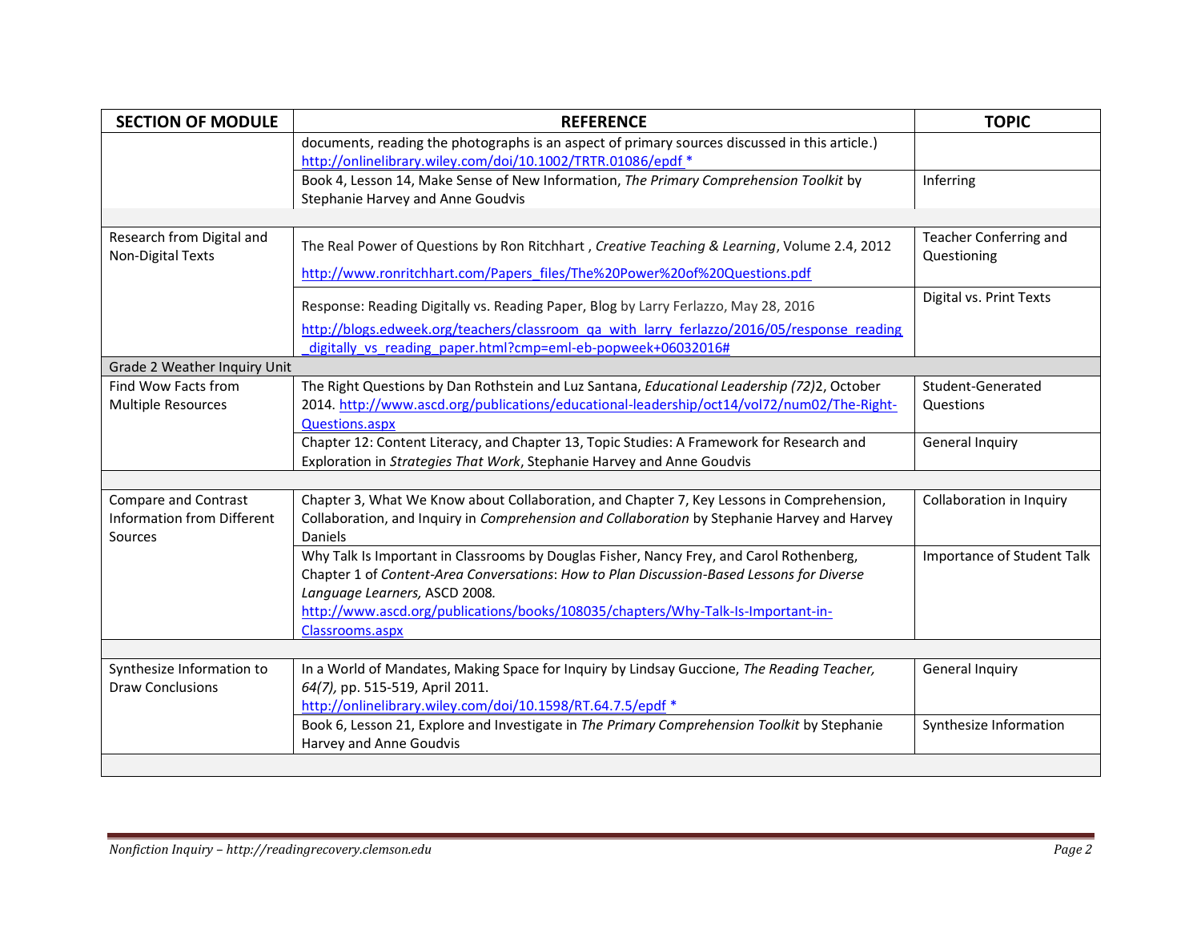| SECTION OF MODULE | REFERENCE | TOPIC |
|---|---|---|
| | documents, reading the photographs is an aspect of primary sources discussed in this article.) http://onlinelibrary.wiley.com/doi/10.1002/TRTR.01086/epdf * | |
| | Book 4, Lesson 14, Make Sense of New Information, *The Primary Comprehension Toolkit* by Stephanie Harvey and Anne Goudvis | Inferring |
| | | |
| Research from Digital and Non-Digital Texts | The Real Power of Questions by Ron Ritchhart , *Creative Teaching & Learning*, Volume 2.4, 2012 http://www.ronritchhart.com/Papers_files/The%20Power%20of%20Questions.pdf | Teacher Conferring and Questioning |
| | Response: Reading Digitally vs. Reading Paper, Blog by Larry Ferlazzo, May 28, 2016 http://blogs.edweek.org/teachers/classroom_qa_with_larry_ferlazzo/2016/05/response_reading_digitally_vs_reading_paper.html?cmp=eml-eb-popweek+06032016# | Digital vs. Print Texts |
| Grade 2 Weather Inquiry Unit | | |
| Find Wow Facts from Multiple Resources | The Right Questions by Dan Rothstein and Luz Santana, *Educational Leadership (72)*2, October 2014. http://www.ascd.org/publications/educational-leadership/oct14/vol72/num02/The-Right-Questions.aspx | Student-Generated Questions |
| | Chapter 12: Content Literacy, and Chapter 13, Topic Studies: A Framework for Research and Exploration in *Strategies That Work*, Stephanie Harvey and Anne Goudvis | General Inquiry |
| | | |
| Compare and Contrast Information from Different Sources | Chapter 3, What We Know about Collaboration, and Chapter 7, Key Lessons in Comprehension, Collaboration, and Inquiry in *Comprehension and Collaboration* by Stephanie Harvey and Harvey Daniels | Collaboration in Inquiry |
| | Why Talk Is Important in Classrooms by Douglas Fisher, Nancy Frey, and Carol Rothenberg, Chapter 1 of *Content-Area Conversations*: *How to Plan Discussion-Based Lessons for Diverse Language Learners,* ASCD 2008. http://www.ascd.org/publications/books/108035/chapters/Why-Talk-Is-Important-in-Classrooms.aspx | Importance of Student Talk |
| | | |
| Synthesize Information to Draw Conclusions | In a World of Mandates, Making Space for Inquiry by Lindsay Guccione, *The Reading Teacher, 64(7)*, pp. 515-519, April 2011. http://onlinelibrary.wiley.com/doi/10.1598/RT.64.7.5/epdf * | General Inquiry |
| | Book 6, Lesson 21, Explore and Investigate in *The Primary Comprehension Toolkit* by Stephanie Harvey and Anne Goudvis | Synthesize Information |
| | | |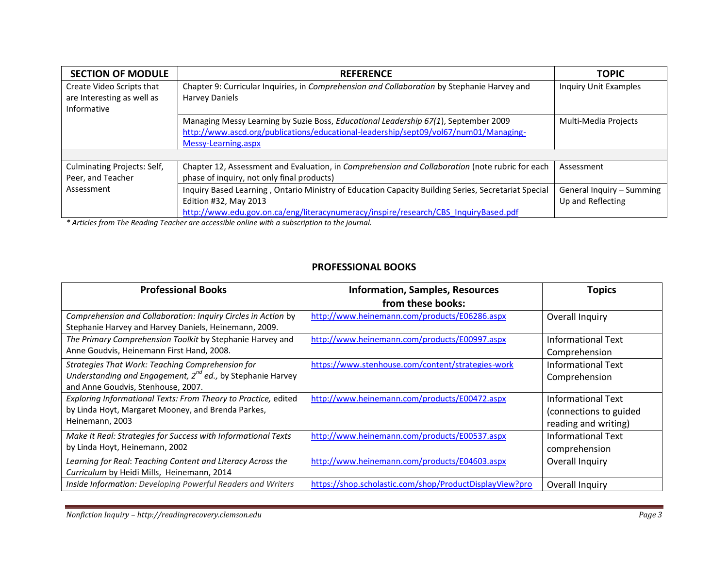| SECTION OF MODULE | REFERENCE | TOPIC |
|---|---|---|
| Create Video Scripts that are Interesting as well as Informative | Chapter 9: Curricular Inquiries, in *Comprehension and Collaboration* by Stephanie Harvey and Harvey Daniels | Inquiry Unit Examples |
| | Managing Messy Learning by Suzie Boss, *Educational Leadership 67(1*), September 2009 http://www.ascd.org/publications/educational-leadership/sept09/vol67/num01/Managing-Messy-Learning.aspx | Multi-Media Projects |
| | | |
| Culminating Projects: Self, Peer, and Teacher Assessment | Chapter 12, Assessment and Evaluation, in *Comprehension and Collaboration* (note rubric for each phase of inquiry, not only final products) | Assessment |
| | Inquiry Based Learning , Ontario Ministry of Education Capacity Building Series, Secretariat Special Edition #32, May 2013 http://www.edu.gov.on.ca/eng/literacynumeracy/inspire/research/CBS_InquiryBased.pdf | General Inquiry – Summing Up and Reflecting |

*\* Articles from The Reading Teacher are accessible online with a subscription to the journal.*

## PROFESSIONAL BOOKS

| Professional Books | Information, Samples, Resources from these books: | Topics |
|---|---|---|
| *Comprehension and Collaboration: Inquiry Circles in Action* by Stephanie Harvey and Harvey Daniels, Heinemann, 2009. | http://www.heinemann.com/products/E06286.aspx | Overall Inquiry |
| *The Primary Comprehension Toolkit* by Stephanie Harvey and Anne Goudvis, Heinemann First Hand, 2008. | http://www.heinemann.com/products/E00997.aspx | Informational Text Comprehension |
| *Strategies That Work: Teaching Comprehension for Understanding and Engagement, 2nd ed.,* by Stephanie Harvey and Anne Goudvis, Stenhouse, 2007. | https://www.stenhouse.com/content/strategies-work | Informational Text Comprehension |
| *Exploring Informational Texts: From Theory to Practice,* edited by Linda Hoyt, Margaret Mooney, and Brenda Parkes, Heinemann, 2003 | http://www.heinemann.com/products/E00472.aspx | Informational Text (connections to guided reading and writing) |
| *Make It Real: Strategies for Success with Informational Texts* by Linda Hoyt, Heinemann, 2002 | http://www.heinemann.com/products/E00537.aspx | Informational Text comprehension |
| *Learning for Real*: *Teaching Content and Literacy Across the Curriculum* by Heidi Mills, Heinemann, 2014 | http://www.heinemann.com/products/E04603.aspx | Overall Inquiry |
| *Inside Information: Developing Powerful Readers and Writers* | https://shop.scholastic.com/shop/ProductDisplayView?pro | Overall Inquiry |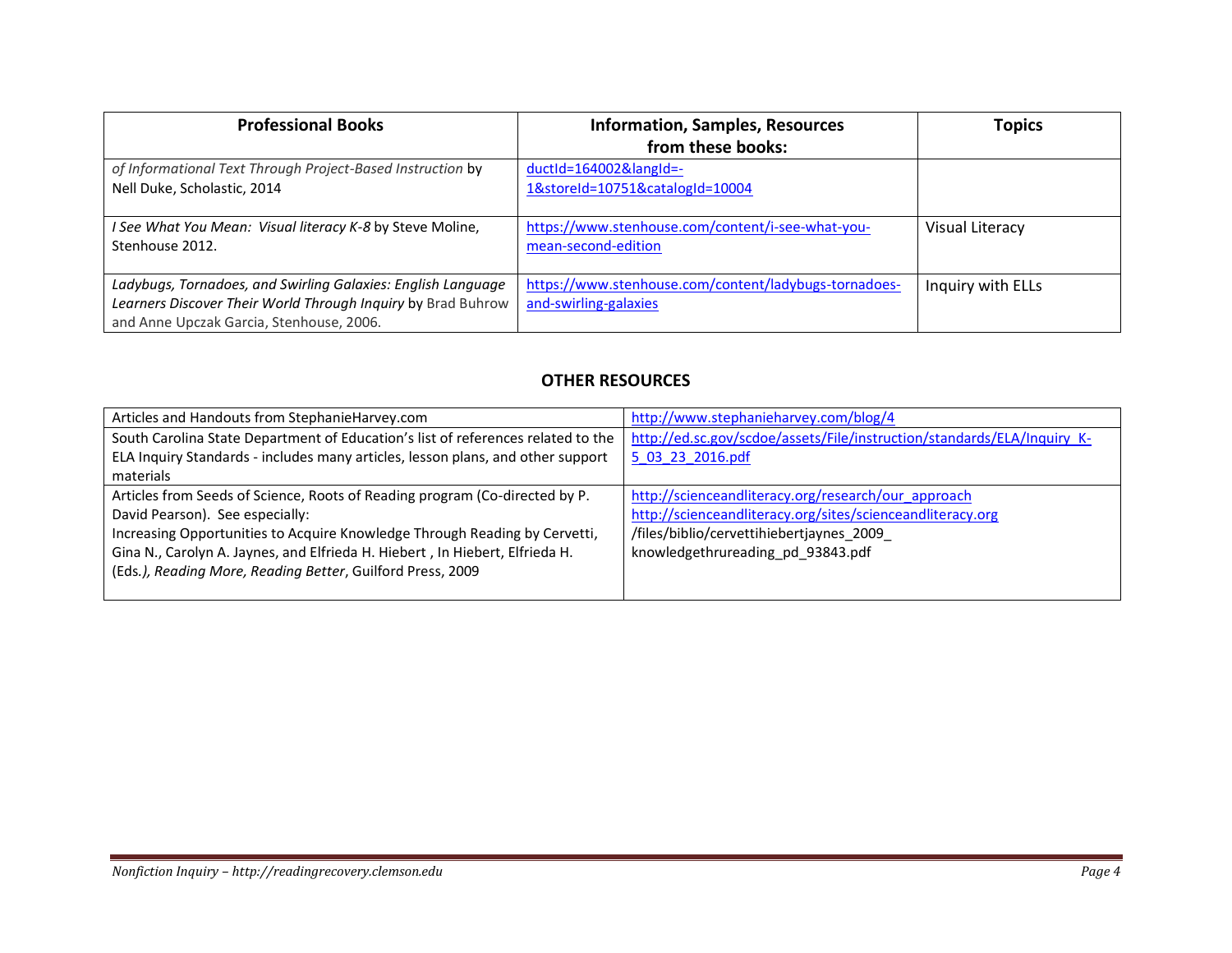| Professional Books | Information, Samples, Resources from these books: | Topics |
|---|---|---|
| *of Informational Text Through Project-Based Instruction* by Nell Duke, Scholastic, 2014 | ductId=164002&langId=-1&storeId=10751&catalogId=10004 | |
| *I See What You Mean: Visual literacy K-8* by Steve Moline, Stenhouse 2012. | https://www.stenhouse.com/content/i-see-what-you-mean-second-edition | Visual Literacy |
| *Ladybugs, Tornadoes, and Swirling Galaxies: English Language Learners Discover Their World Through Inquiry* by Brad Buhrow and Anne Upczak Garcia, Stenhouse, 2006. | https://www.stenhouse.com/content/ladybugs-tornadoes-and-swirling-galaxies | Inquiry with ELLs |

## OTHER RESOURCES

| | |
|---|---|
| Articles and Handouts from StephanieHarvey.com | http://www.stephanieharvey.com/blog/4 |
| South Carolina State Department of Education's list of references related to the ELA Inquiry Standards - includes many articles, lesson plans, and other support materials | http://ed.sc.gov/scdoe/assets/File/instruction/standards/ELA/Inquiry_K-5_03_23_2016.pdf |
| Articles from Seeds of Science, Roots of Reading program (Co-directed by P. David Pearson). See especially: Increasing Opportunities to Acquire Knowledge Through Reading by Cervetti, Gina N., Carolyn A. Jaynes, and Elfrieda H. Hiebert , In Hiebert, Elfrieda H. (Eds.*), Reading More, Reading Better*, Guilford Press, 2009 | http://scienceandliteracy.org/research/our_approach http://scienceandliteracy.org/sites/scienceandliteracy.org /files/biblio/cervettihiebertjaynes_2009_ knowledgethrureading_pd_93843.pdf |